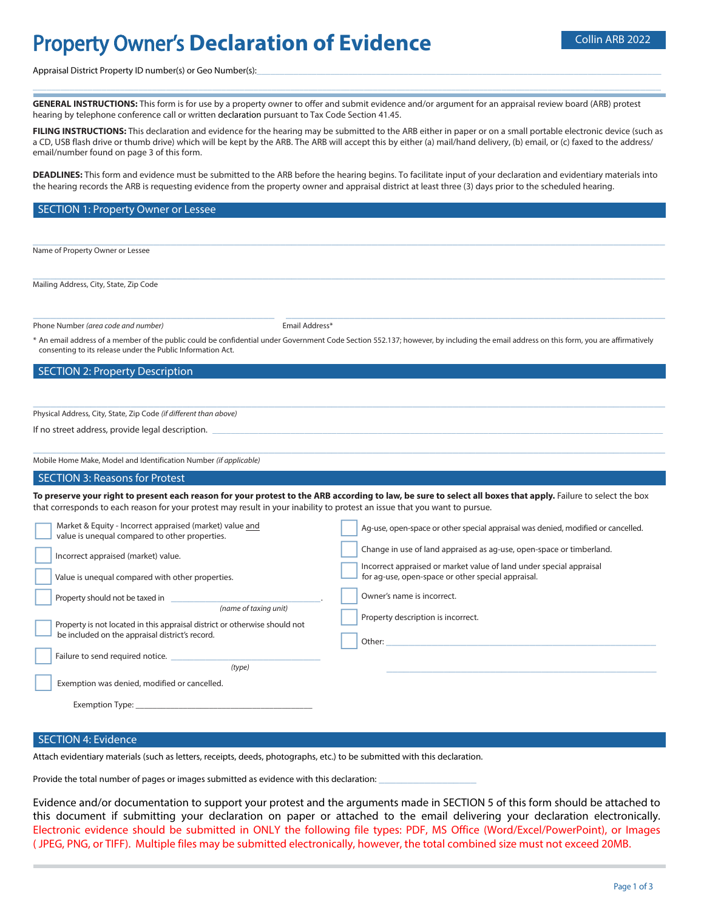# Property Owner's Declaration of Evidence

Collin ARB 2022

Appraisal District Property ID number(s) or Geo Number(s): ______________________

**GENERAL INSTRUCTIONS:** This form is for use by a property owner to offer and submit evidence and/or argument for an appraisal review board (ARB) protest hearing by telephone conference call or written declaration pursuant to Tax Code Section 41.45.

**FILING INSTRUCTIONS:** This declaration and evidence for the hearing may be submitted to the ARB either in paper or on a small portable electronic device (such as a CD, USB flash drive or thumb drive) which will be kept by the ARB. The ARB will accept this by either (a) mail/hand delivery, (b) email, or (c) faxed to the address/email/number found on page 3 of this form.

**DEADLINES:** This form and evidence must be submitted to the ARB before the hearing begins. To facilitate input of your declaration and evidentiary materials into the hearing records the ARB is requesting evidence from the property owner and appraisal district at least three (3) days prior to the scheduled hearing.

## SECTION 1: Property Owner or Lessee

______________________
Name of Property Owner or Lessee

______________________
Mailing Address, City, State, Zip Code

______________________ ______________________
Phone Number *(area code and number)* Email Address*

\* An email address of a member of the public could be confidential under Government Code Section 552.137; however, by including the email address on this form, you are affirmatively consenting to its release under the Public Information Act.

## SECTION 2: Property Description

______________________
Physical Address, City, State, Zip Code *(if different than above)*

If no street address, provide legal description. ______________________

______________________
Mobile Home Make, Model and Identification Number *(if applicable)*

## SECTION 3: Reasons for Protest

**To preserve your right to present each reason for your protest to the ARB according to law, be sure to select all boxes that apply.** Failure to select the box that corresponds to each reason for your protest may result in your inability to protest an issue that you want to pursue.

- ☐ Market & Equity - Incorrect appraised (market) value and value is unequal compared to other properties.
- ☐ Incorrect appraised (market) value.
- ☐ Value is unequal compared with other properties.
- ☐ Property should not be taxed in ______________________ *(name of taxing unit)*.
- ☐ Property is not located in this appraisal district or otherwise should not be included on the appraisal district's record.
- ☐ Failure to send required notice. ______________________ *(type)*
- ☐ Exemption was denied, modified or cancelled.
  Exemption Type: ______________________
- ☐ Ag-use, open-space or other special appraisal was denied, modified or cancelled.
- ☐ Change in use of land appraised as ag-use, open-space or timberland.
- ☐ Incorrect appraised or market value of land under special appraisal for ag-use, open-space or other special appraisal.
- ☐ Owner's name is incorrect.
- ☐ Property description is incorrect.
- ☐ Other: ______________________

## SECTION 4: Evidence

Attach evidentiary materials (such as letters, receipts, deeds, photographs, etc.) to be submitted with this declaration.

Provide the total number of pages or images submitted as evidence with this declaration: ______________________

Evidence and/or documentation to support your protest and the arguments made in SECTION 5 of this form should be attached to this document if submitting your declaration on paper or attached to the email delivering your declaration electronically. Electronic evidence should be submitted in ONLY the following file types: PDF, MS Office (Word/Excel/PowerPoint), or Images ( JPEG, PNG, or TIFF). Multiple files may be submitted electronically, however, the total combined size must not exceed 20MB.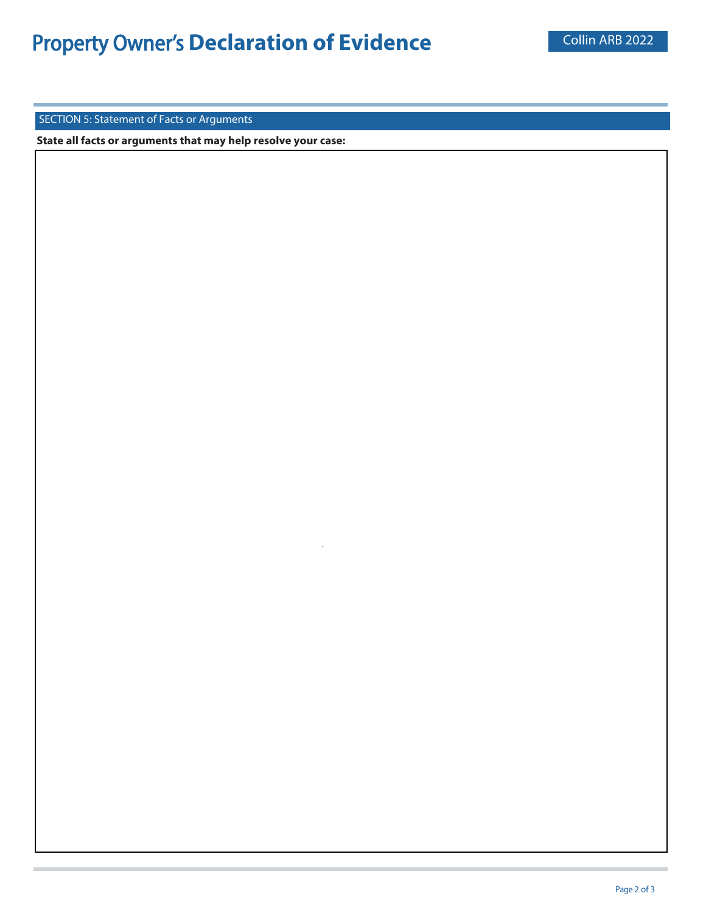# Property Owner's **Declaration of Evidence**

Collin ARB 2022

## SECTION 5: Statement of Facts or Arguments

**State all facts or arguments that may help resolve your case:**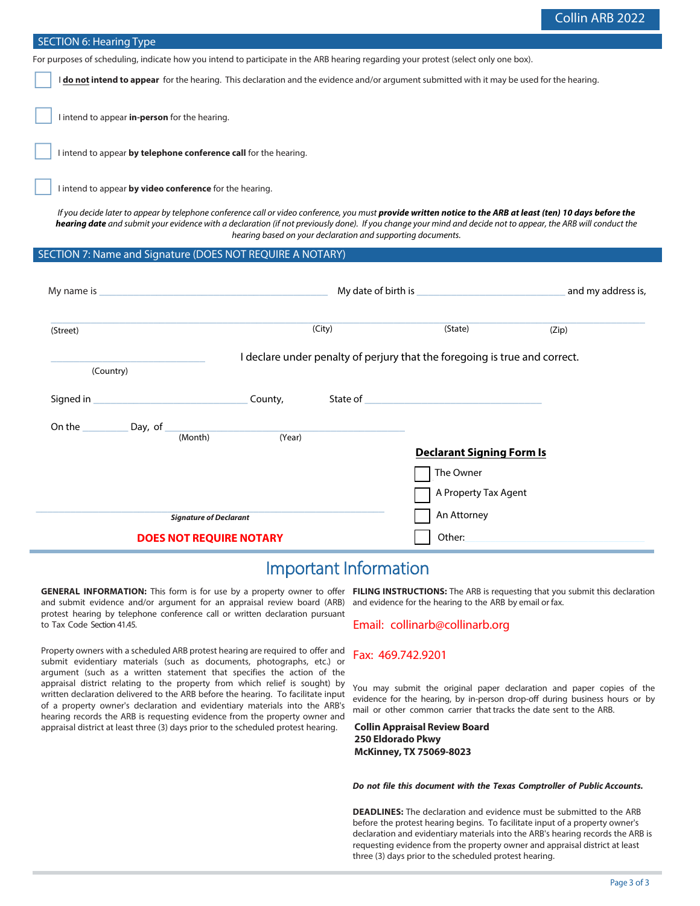## SECTION 6: Hearing Type

For purposes of scheduling, indicate how you intend to participate in the ARB hearing regarding your protest (select only one box).

☐ I **do not intend to appear** for the hearing. This declaration and the evidence and/or argument submitted with it may be used for the hearing.

☐ I intend to appear **in-person** for the hearing.

☐ I intend to appear **by telephone conference call** for the hearing.

☐ I intend to appear **by video conference** for the hearing.

*If you decide later to appear by telephone conference call or video conference, you must* ***provide written notice to the ARB at least (ten) 10 days before the hearing date*** *and submit your evidence with a declaration (if not previously done). If you change your mind and decide not to appear, the ARB will conduct the hearing based on your declaration and supporting documents.*

## SECTION 7: Name and Signature (DOES NOT REQUIRE A NOTARY)

My name is ______________________ My date of birth is ______________________ and my address is,

______________________ (Street) (City) (State) (Zip)

______________________ (Country)

I declare under penalty of perjury that the foregoing is true and correct.

Signed in ______________________ County, State of ______________________

On the ________ Day, of ______________________ (Month) (Year)

______________________
***Signature of Declarant***

**DOES NOT REQUIRE NOTARY**

**Declarant Signing Form Is**

☐ The Owner

☐ A Property Tax Agent

☐ An Attorney

☐ Other: ______________________

# Important Information

**GENERAL INFORMATION:** This form is for use by a property owner to offer and submit evidence and/or argument for an appraisal review board (ARB) protest hearing by telephone conference call or written declaration pursuant to Tax Code Section 41.45.

Property owners with a scheduled ARB protest hearing are required to offer and submit evidentiary materials (such as documents, photographs, etc.) or argument (such as a written statement that specifies the action of the appraisal district relating to the property from which relief is sought) by written declaration delivered to the ARB before the hearing. To facilitate input of a property owner's declaration and evidentiary materials into the ARB's hearing records the ARB is requesting evidence from the property owner and appraisal district at least three (3) days prior to the scheduled protest hearing.

**FILING INSTRUCTIONS:** The ARB is requesting that you submit this declaration and evidence for the hearing to the ARB by email or fax.

Email: collinarb@collinarb.org

Fax: 469.742.9201

You may submit the original paper declaration and paper copies of the evidence for the hearing, by in-person drop-off during business hours or by mail or other common carrier that tracks the date sent to the ARB.

**Collin Appraisal Review Board**
**250 Eldorado Pkwy**
**McKinney, TX 75069-8023**

***Do not file this document with the Texas Comptroller of Public Accounts.***

**DEADLINES:** The declaration and evidence must be submitted to the ARB before the protest hearing begins. To facilitate input of a property owner's declaration and evidentiary materials into the ARB's hearing records the ARB is requesting evidence from the property owner and appraisal district at least three (3) days prior to the scheduled protest hearing.